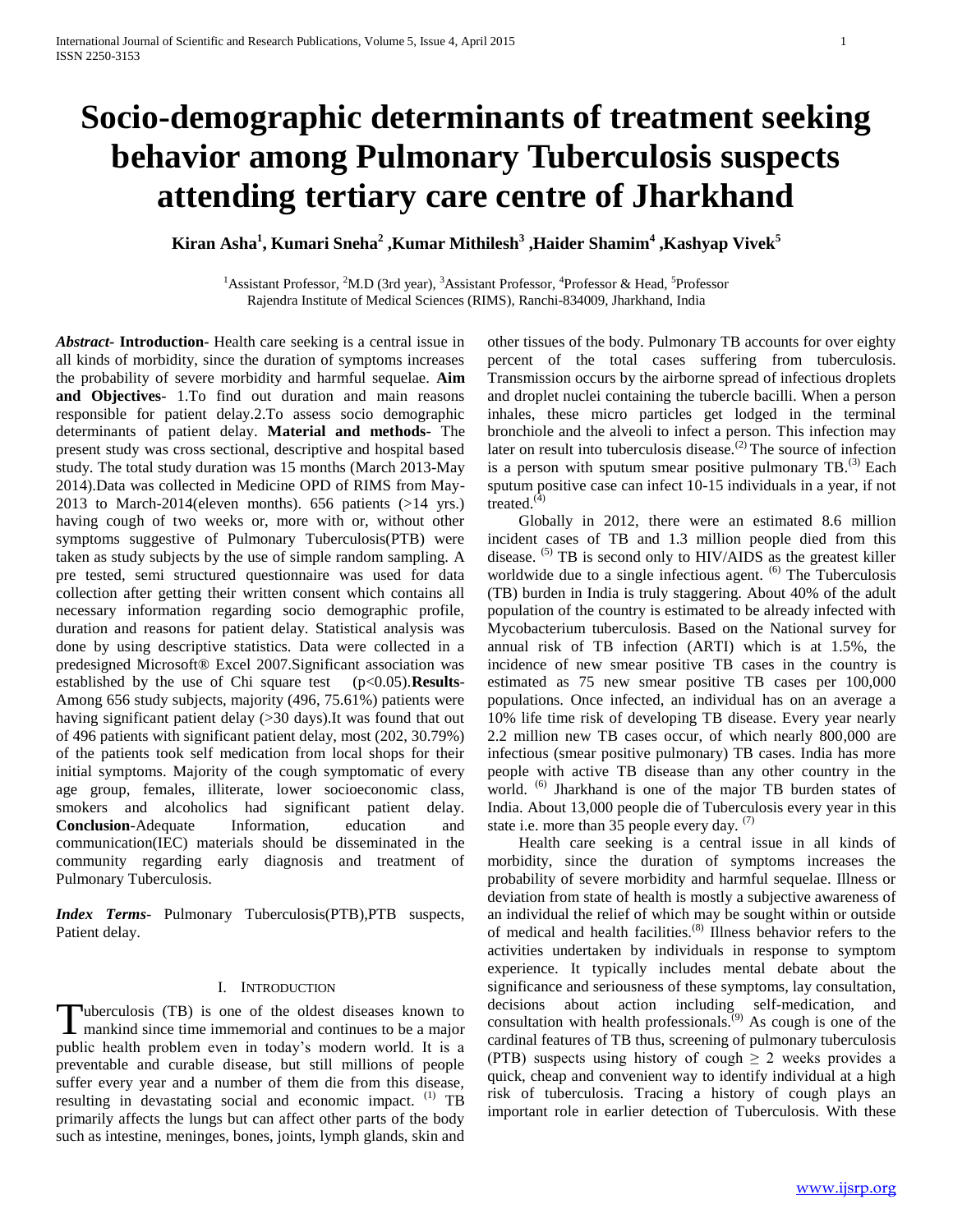# Socio-demographic determinants of treatment seeking behavior among Pulmonary Tuberculosis suspects attending tertiary care centre of Jharkhand

**Kiran Asha[1], Kumari Sneha[2], Kumar Mithilesh[3], Haider Shamim[4], Kashyap Vivek[5]**

[1]Assistant Professor, [2]M.D (3rd year), [3]Assistant Professor, [4]Professor & Head, [5]Professor
Rajendra Institute of Medical Sciences (RIMS), Ranchi-834009, Jharkhand, India

***Abstract*- Introduction-** Health care seeking is a central issue in all kinds of morbidity, since the duration of symptoms increases the probability of severe morbidity and harmful sequelae. **Aim and Objectives**- 1.To find out duration and main reasons responsible for patient delay.2.To assess socio demographic determinants of patient delay. **Material and methods**- The present study was cross sectional, descriptive and hospital based study. The total study duration was 15 months (March 2013-May 2014).Data was collected in Medicine OPD of RIMS from May-2013 to March-2014(eleven months). 656 patients (>14 yrs.) having cough of two weeks or, more with or, without other symptoms suggestive of Pulmonary Tuberculosis(PTB) were taken as study subjects by the use of simple random sampling. A pre tested, semi structured questionnaire was used for data collection after getting their written consent which contains all necessary information regarding socio demographic profile, duration and reasons for patient delay. Statistical analysis was done by using descriptive statistics. Data were collected in a predesigned Microsoft® Excel 2007.Significant association was established by the use of Chi square test ($p<0.05$).**Results**- Among 656 study subjects, majority (496, 75.61%) patients were having significant patient delay (>30 days).It was found that out of 496 patients with significant patient delay, most (202, 30.79%) of the patients took self medication from local shops for their initial symptoms. Majority of the cough symptomatic of every age group, females, illiterate, lower socioeconomic class, smokers and alcoholics had significant patient delay. **Conclusion**-Adequate Information, education and communication(IEC) materials should be disseminated in the community regarding early diagnosis and treatment of Pulmonary Tuberculosis.

***Index Terms*-** Pulmonary Tuberculosis(PTB),PTB suspects, Patient delay.

## I. Introduction

Tuberculosis (TB) is one of the oldest diseases known to mankind since time immemorial and continues to be a major public health problem even in today's modern world. It is a preventable and curable disease, but still millions of people suffer every year and a number of them die from this disease, resulting in devastating social and economic impact. [1] TB primarily affects the lungs but can affect other parts of the body such as intestine, meninges, bones, joints, lymph glands, skin and other tissues of the body. Pulmonary TB accounts for over eighty percent of the total cases suffering from tuberculosis. Transmission occurs by the airborne spread of infectious droplets and droplet nuclei containing the tubercle bacilli. When a person inhales, these micro particles get lodged in the terminal bronchiole and the alveoli to infect a person. This infection may later on result into tuberculosis disease.[2] The source of infection is a person with sputum smear positive pulmonary TB.[3] Each sputum positive case can infect 10-15 individuals in a year, if not treated.[4]

Globally in 2012, there were an estimated 8.6 million incident cases of TB and 1.3 million people died from this disease. [5] TB is second only to HIV/AIDS as the greatest killer worldwide due to a single infectious agent. [6] The Tuberculosis (TB) burden in India is truly staggering. About 40% of the adult population of the country is estimated to be already infected with Mycobacterium tuberculosis. Based on the National survey for annual risk of TB infection (ARTI) which is at 1.5%, the incidence of new smear positive TB cases in the country is estimated as 75 new smear positive TB cases per 100,000 populations. Once infected, an individual has on an average a 10% life time risk of developing TB disease. Every year nearly 2.2 million new TB cases occur, of which nearly 800,000 are infectious (smear positive pulmonary) TB cases. India has more people with active TB disease than any other country in the world. [6] Jharkhand is one of the major TB burden states of India. About 13,000 people die of Tuberculosis every year in this state i.e. more than 35 people every day. [7]

Health care seeking is a central issue in all kinds of morbidity, since the duration of symptoms increases the probability of severe morbidity and harmful sequelae. Illness or deviation from state of health is mostly a subjective awareness of an individual the relief of which may be sought within or outside of medical and health facilities.[8] Illness behavior refers to the activities undertaken by individuals in response to symptom experience. It typically includes mental debate about the significance and seriousness of these symptoms, lay consultation, decisions about action including self-medication, and consultation with health professionals.[9] As cough is one of the cardinal features of TB thus, screening of pulmonary tuberculosis (PTB) suspects using history of cough $\geq 2$ weeks provides a quick, cheap and convenient way to identify individual at a high risk of tuberculosis. Tracing a history of cough plays an important role in earlier detection of Tuberculosis. With these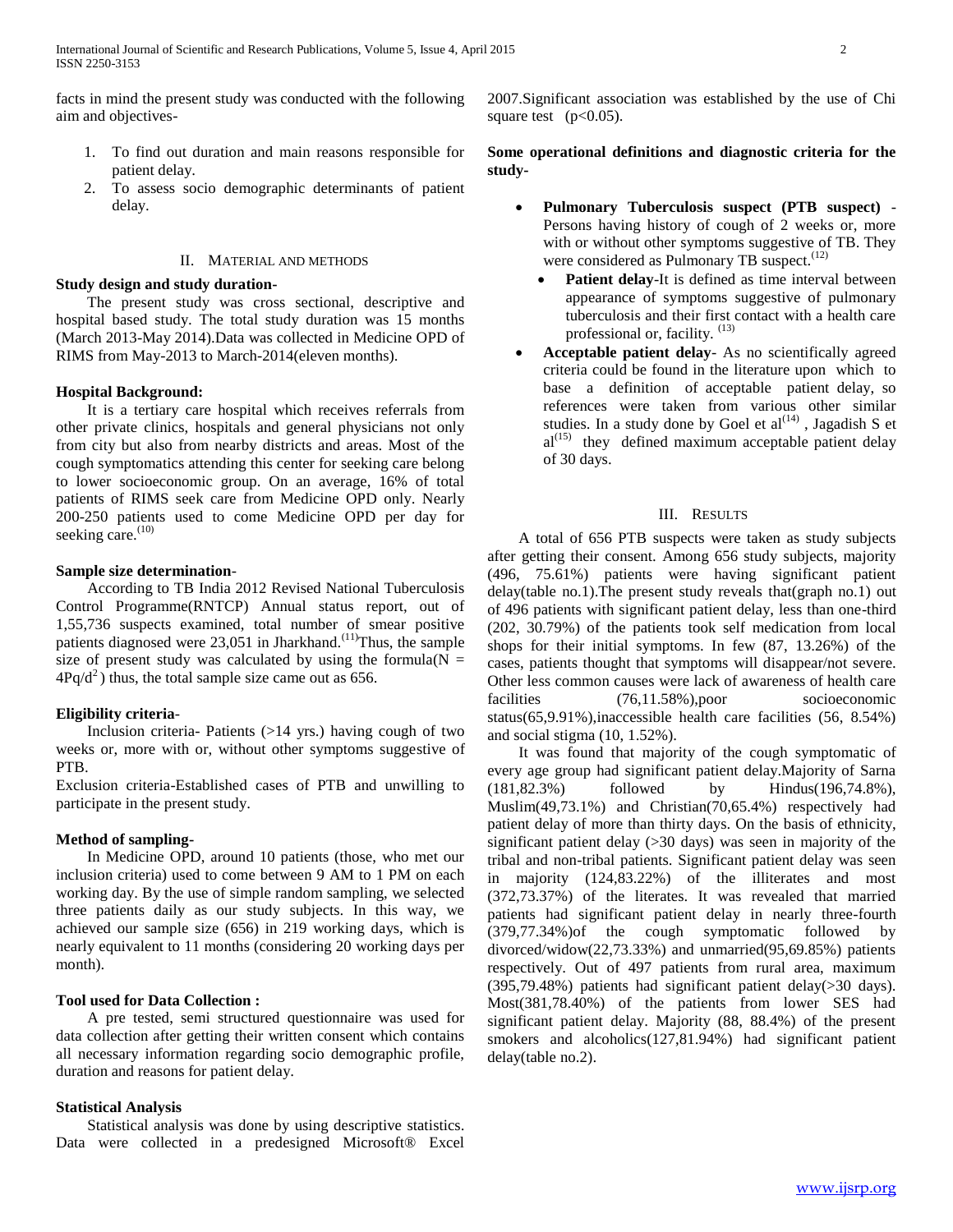facts in mind the present study was conducted with the following aim and objectives-

1. To find out duration and main reasons responsible for patient delay.
2. To assess socio demographic determinants of patient delay.

## II. Material and Methods

**Study design and study duration-**

The present study was cross sectional, descriptive and hospital based study. The total study duration was 15 months (March 2013-May 2014).Data was collected in Medicine OPD of RIMS from May-2013 to March-2014(eleven months).

**Hospital Background:**

It is a tertiary care hospital which receives referrals from other private clinics, hospitals and general physicians not only from city but also from nearby districts and areas. Most of the cough symptomatics attending this center for seeking care belong to lower socioeconomic group. On an average, 16% of total patients of RIMS seek care from Medicine OPD only. Nearly 200-250 patients used to come Medicine OPD per day for seeking care.[10]

**Sample size determination-**

According to TB India 2012 Revised National Tuberculosis Control Programme(RNTCP) Annual status report, out of 1,55,736 suspects examined, total number of smear positive patients diagnosed were 23,051 in Jharkhand.[11]Thus, the sample size of present study was calculated by using the formula($N = 4Pq/d^2$) thus, the total sample size came out as 656.

**Eligibility criteria-**

Inclusion criteria- Patients (>14 yrs.) having cough of two weeks or, more with or, without other symptoms suggestive of PTB.

Exclusion criteria-Established cases of PTB and unwilling to participate in the present study.

**Method of sampling-**

In Medicine OPD, around 10 patients (those, who met our inclusion criteria) used to come between 9 AM to 1 PM on each working day. By the use of simple random sampling, we selected three patients daily as our study subjects. In this way, we achieved our sample size (656) in 219 working days, which is nearly equivalent to 11 months (considering 20 working days per month).

**Tool used for Data Collection :**

A pre tested, semi structured questionnaire was used for data collection after getting their written consent which contains all necessary information regarding socio demographic profile, duration and reasons for patient delay.

**Statistical Analysis**

Statistical analysis was done by using descriptive statistics. Data were collected in a predesigned Microsoft® Excel 2007.Significant association was established by the use of Chi square test ($p<0.05$).

**Some operational definitions and diagnostic criteria for the study-**

- **Pulmonary Tuberculosis suspect (PTB suspect)** - Persons having history of cough of 2 weeks or, more with or without other symptoms suggestive of TB. They were considered as Pulmonary TB suspect.[12]
  - **Patient delay**-It is defined as time interval between appearance of symptoms suggestive of pulmonary tuberculosis and their first contact with a health care professional or, facility. [13]
- **Acceptable patient delay**- As no scientifically agreed criteria could be found in the literature upon which to base a definition of acceptable patient delay, so references were taken from various other similar studies. In a study done by Goel et al[14] , Jagadish S et al[15] they defined maximum acceptable patient delay of 30 days.

## III. Results

A total of 656 PTB suspects were taken as study subjects after getting their consent. Among 656 study subjects, majority (496, 75.61%) patients were having significant patient delay(table no.1).The present study reveals that(graph no.1) out of 496 patients with significant patient delay, less than one-third (202, 30.79%) of the patients took self medication from local shops for their initial symptoms. In few (87, 13.26%) of the cases, patients thought that symptoms will disappear/not severe. Other less common causes were lack of awareness of health care facilities (76,11.58%),poor socioeconomic status(65,9.91%),inaccessible health care facilities (56, 8.54%) and social stigma (10, 1.52%).

It was found that majority of the cough symptomatic of every age group had significant patient delay.Majority of Sarna (181,82.3%) followed by Hindus(196,74.8%), Muslim(49,73.1%) and Christian(70,65.4%) respectively had patient delay of more than thirty days. On the basis of ethnicity, significant patient delay (>30 days) was seen in majority of the tribal and non-tribal patients. Significant patient delay was seen in majority (124,83.22%) of the illiterates and most (372,73.37%) of the literates. It was revealed that married patients had significant patient delay in nearly three-fourth (379,77.34%)of the cough symptomatic followed by divorced/widow(22,73.33%) and unmarried(95,69.85%) patients respectively. Out of 497 patients from rural area, maximum (395,79.48%) patients had significant patient delay(>30 days). Most(381,78.40%) of the patients from lower SES had significant patient delay. Majority (88, 88.4%) of the present smokers and alcoholics(127,81.94%) had significant patient delay(table no.2).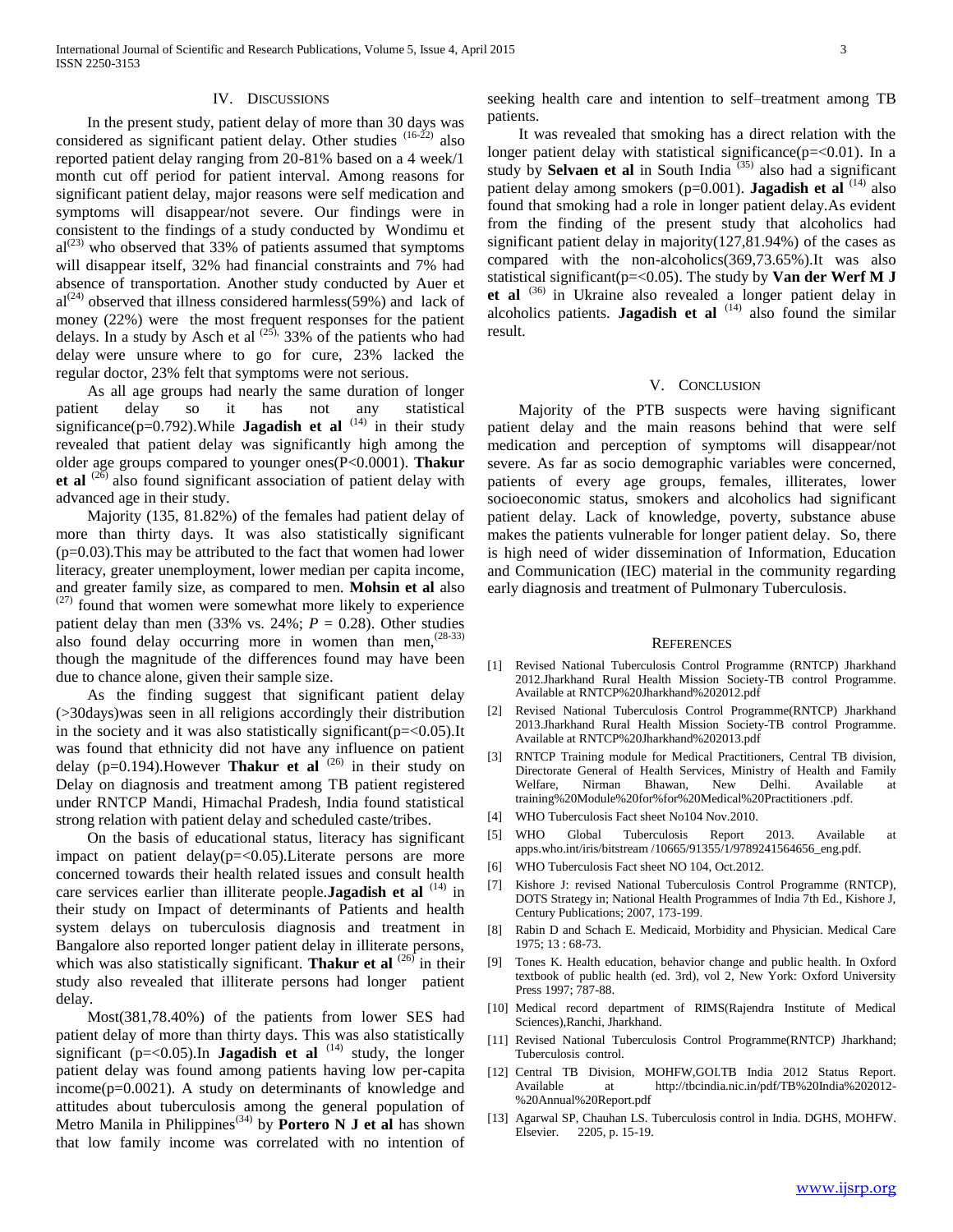## IV. DISCUSSIONS

In the present study, patient delay of more than 30 days was considered as significant patient delay. Other studies [16-22] also reported patient delay ranging from 20-81% based on a 4 week/1 month cut off period for patient interval. Among reasons for significant patient delay, major reasons were self medication and symptoms will disappear/not severe. Our findings were in consistent to the findings of a study conducted by Wondimu et al[23] who observed that 33% of patients assumed that symptoms will disappear itself, 32% had financial constraints and 7% had absence of transportation. Another study conducted by Auer et al[24] observed that illness considered harmless(59%) and lack of money (22%) were the most frequent responses for the patient delays. In a study by Asch et al [25], 33% of the patients who had delay were unsure where to go for cure, 23% lacked the regular doctor, 23% felt that symptoms were not serious.

As all age groups had nearly the same duration of longer patient delay so it has not any statistical significance(p=0.792).While **Jagadish et al** [14] in their study revealed that patient delay was significantly high among the older age groups compared to younger ones(P<0.0001). **Thakur et al** [26] also found significant association of patient delay with advanced age in their study.

Majority (135, 81.82%) of the females had patient delay of more than thirty days. It was also statistically significant (p=0.03).This may be attributed to the fact that women had lower literacy, greater unemployment, lower median per capita income, and greater family size, as compared to men. **Mohsin et al** also [27] found that women were somewhat more likely to experience patient delay than men (33% vs. 24%; *P* = 0.28). Other studies also found delay occurring more in women than men,[28-33] though the magnitude of the differences found may have been due to chance alone, given their sample size.

As the finding suggest that significant patient delay (>30days)was seen in all religions accordingly their distribution in the society and it was also statistically significant(p=<0.05).It was found that ethnicity did not have any influence on patient delay (p=0.194).However **Thakur et al** [26] in their study on Delay on diagnosis and treatment among TB patient registered under RNTCP Mandi, Himachal Pradesh, India found statistical strong relation with patient delay and scheduled caste/tribes.

On the basis of educational status, literacy has significant impact on patient delay(p=<0.05).Literate persons are more concerned towards their health related issues and consult health care services earlier than illiterate people.**Jagadish et al** [14] in their study on Impact of determinants of Patients and health system delays on tuberculosis diagnosis and treatment in Bangalore also reported longer patient delay in illiterate persons, which was also statistically significant. **Thakur et al** [26] in their study also revealed that illiterate persons had longer patient delay.

Most(381,78.40%) of the patients from lower SES had patient delay of more than thirty days. This was also statistically significant (p=<0.05).In **Jagadish et al** [14] study, the longer patient delay was found among patients having low per-capita income(p=0.0021). A study on determinants of knowledge and attitudes about tuberculosis among the general population of Metro Manila in Philippines[34] by **Portero N J et al** has shown that low family income was correlated with no intention of seeking health care and intention to self–treatment among TB patients.

It was revealed that smoking has a direct relation with the longer patient delay with statistical significance(p=<0.01). In a study by **Selvaen et al** in South India [35] also had a significant patient delay among smokers (p=0.001). **Jagadish et al** [14] also found that smoking had a role in longer patient delay.As evident from the finding of the present study that alcoholics had significant patient delay in majority(127,81.94%) of the cases as compared with the non-alcoholics(369,73.65%).It was also statistical significant(p=<0.05). The study by **Van der Werf M J et al** [36] in Ukraine also revealed a longer patient delay in alcoholics patients. **Jagadish et al** [14] also found the similar result.

## V. CONCLUSION

Majority of the PTB suspects were having significant patient delay and the main reasons behind that were self medication and perception of symptoms will disappear/not severe. As far as socio demographic variables were concerned, patients of every age groups, females, illiterates, lower socioeconomic status, smokers and alcoholics had significant patient delay. Lack of knowledge, poverty, substance abuse makes the patients vulnerable for longer patient delay. So, there is high need of wider dissemination of Information, Education and Communication (IEC) material in the community regarding early diagnosis and treatment of Pulmonary Tuberculosis.

## REFERENCES

[1] Revised National Tuberculosis Control Programme (RNTCP) Jharkhand 2012.Jharkhand Rural Health Mission Society-TB control Programme. Available at RNTCP%20Jharkhand%202012.pdf

[2] Revised National Tuberculosis Control Programme(RNTCP) Jharkhand 2013.Jharkhand Rural Health Mission Society-TB control Programme. Available at RNTCP%20Jharkhand%202013.pdf

[3] RNTCP Training module for Medical Practitioners, Central TB division, Directorate General of Health Services, Ministry of Health and Family Welfare, Nirman Bhawan, New Delhi. Available at training%20Module%20for%for%20Medical%20Practitioners .pdf.

[4] WHO Tuberculosis Fact sheet No104 Nov.2010.

[5] WHO Global Tuberculosis Report 2013. Available at apps.who.int/iris/bitstream /10665/91355/1/9789241564656_eng.pdf.

[6] WHO Tuberculosis Fact sheet NO 104, Oct.2012.

[7] Kishore J: revised National Tuberculosis Control Programme (RNTCP), DOTS Strategy in; National Health Programmes of India 7th Ed., Kishore J, Century Publications; 2007, 173-199.

[8] Rabin D and Schach E. Medicaid, Morbidity and Physician. Medical Care 1975; 13 : 68-73.

[9] Tones K. Health education, behavior change and public health. In Oxford textbook of public health (ed. 3rd), vol 2, New York: Oxford University Press 1997; 787-88.

[10] Medical record department of RIMS(Rajendra Institute of Medical Sciences),Ranchi, Jharkhand.

[11] Revised National Tuberculosis Control Programme(RNTCP) Jharkhand; Tuberculosis control.

[12] Central TB Division, MOHFW,GOI.TB India 2012 Status Report. Available at http://tbcindia.nic.in/pdf/TB%20India%202012-%20Annual%20Report.pdf

[13] Agarwal SP, Chauhan LS. Tuberculosis control in India. DGHS, MOHFW. Elsevier. 2205, p. 15-19.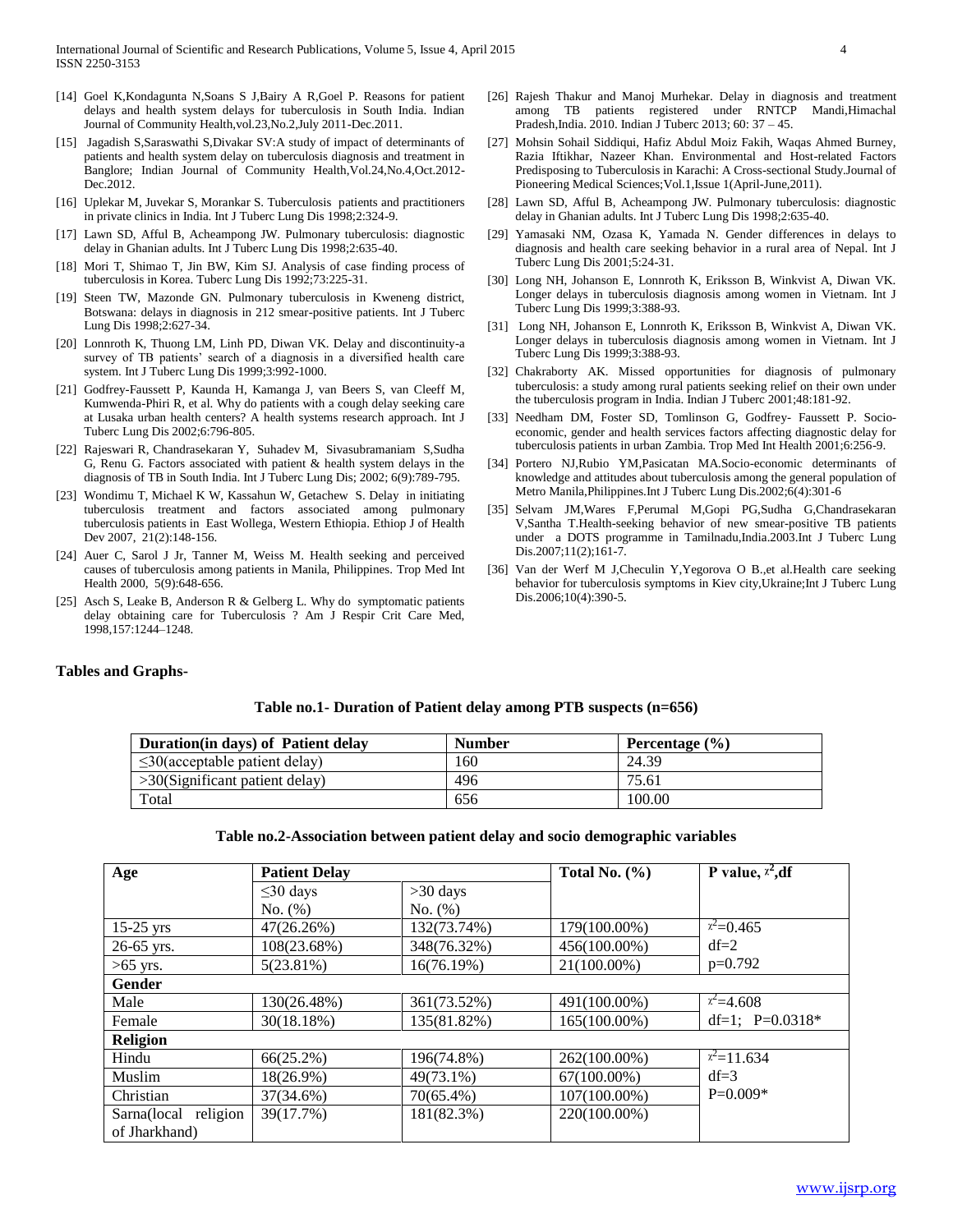[14] Goel K,Kondagunta N,Soans S J,Bairy A R,Goel P. Reasons for patient delays and health system delays for tuberculosis in South India. Indian Journal of Community Health,vol.23,No.2,July 2011-Dec.2011.

[15] Jagadish S,Saraswathi S,Divakar SV:A study of impact of determinants of patients and health system delay on tuberculosis diagnosis and treatment in Banglore; Indian Journal of Community Health,Vol.24,No.4,Oct.2012-Dec.2012.

[16] Uplekar M, Juvekar S, Morankar S. Tuberculosis patients and practitioners in private clinics in India. Int J Tuberc Lung Dis 1998;2:324-9.

[17] Lawn SD, Afful B, Acheampong JW. Pulmonary tuberculosis: diagnostic delay in Ghanian adults. Int J Tuberc Lung Dis 1998;2:635-40.

[18] Mori T, Shimao T, Jin BW, Kim SJ. Analysis of case finding process of tuberculosis in Korea. Tuberc Lung Dis 1992;73:225-31.

[19] Steen TW, Mazonde GN. Pulmonary tuberculosis in Kweneng district, Botswana: delays in diagnosis in 212 smear-positive patients. Int J Tuberc Lung Dis 1998;2:627-34.

[20] Lonnroth K, Thuong LM, Linh PD, Diwan VK. Delay and discontinuity-a survey of TB patients' search of a diagnosis in a diversified health care system. Int J Tuberc Lung Dis 1999;3:992-1000.

[21] Godfrey-Faussett P, Kaunda H, Kamanga J, van Beers S, van Cleeff M, Kumwenda-Phiri R, et al. Why do patients with a cough delay seeking care at Lusaka urban health centers? A health systems research approach. Int J Tuberc Lung Dis 2002;6:796-805.

[22] Rajeswari R, Chandrasekaran Y, Suhadev M, Sivasubramaniam S,Sudha G, Renu G. Factors associated with patient & health system delays in the diagnosis of TB in South India. Int J Tuberc Lung Dis; 2002; 6(9):789-795.

[23] Wondimu T, Michael K W, Kassahun W, Getachew S. Delay in initiating tuberculosis treatment and factors associated among pulmonary tuberculosis patients in East Wollega, Western Ethiopia. Ethiop J of Health Dev 2007, 21(2):148-156.

[24] Auer C, Sarol J Jr, Tanner M, Weiss M. Health seeking and perceived causes of tuberculosis among patients in Manila, Philippines. Trop Med Int Health 2000, 5(9):648-656.

[25] Asch S, Leake B, Anderson R & Gelberg L. Why do symptomatic patients delay obtaining care for Tuberculosis ? Am J Respir Crit Care Med, 1998,157:1244–1248.

[26] Rajesh Thakur and Manoj Murhekar. Delay in diagnosis and treatment among TB patients registered under RNTCP Mandi,Himachal Pradesh,India. 2010. Indian J Tuberc 2013; 60: 37 – 45.

[27] Mohsin Sohail Siddiqui, Hafiz Abdul Moiz Fakih, Waqas Ahmed Burney, Razia Iftikhar, Nazeer Khan. Environmental and Host-related Factors Predisposing to Tuberculosis in Karachi: A Cross-sectional Study.Journal of Pioneering Medical Sciences;Vol.1,Issue 1(April-June,2011).

[28] Lawn SD, Afful B, Acheampong JW. Pulmonary tuberculosis: diagnostic delay in Ghanian adults. Int J Tuberc Lung Dis 1998;2:635-40.

[29] Yamasaki NM, Ozasa K, Yamada N. Gender differences in delays to diagnosis and health care seeking behavior in a rural area of Nepal. Int J Tuberc Lung Dis 2001;5:24-31.

[30] Long NH, Johanson E, Lonnroth K, Eriksson B, Winkvist A, Diwan VK. Longer delays in tuberculosis diagnosis among women in Vietnam. Int J Tuberc Lung Dis 1999;3:388-93.

[31] Long NH, Johanson E, Lonnroth K, Eriksson B, Winkvist A, Diwan VK. Longer delays in tuberculosis diagnosis among women in Vietnam. Int J Tuberc Lung Dis 1999;3:388-93.

[32] Chakraborty AK. Missed opportunities for diagnosis of pulmonary tuberculosis: a study among rural patients seeking relief on their own under the tuberculosis program in India. Indian J Tuberc 2001;48:181-92.

[33] Needham DM, Foster SD, Tomlinson G, Godfrey- Faussett P. Socio-economic, gender and health services factors affecting diagnostic delay for tuberculosis patients in urban Zambia. Trop Med Int Health 2001;6:256-9.

[34] Portero NJ,Rubio YM,Pasicatan MA.Socio-economic determinants of knowledge and attitudes about tuberculosis among the general population of Metro Manila,Philippines.Int J Tuberc Lung Dis.2002;6(4):301-6

[35] Selvam JM,Wares F,Perumal M,Gopi PG,Sudha G,Chandrasekaran V,Santha T.Health-seeking behavior of new smear-positive TB patients under a DOTS programme in Tamilnadu,India.2003.Int J Tuberc Lung Dis.2007;11(2);161-7.

[36] Van der Werf M J,Checulin Y,Yegorova O B.,et al.Health care seeking behavior for tuberculosis symptoms in Kiev city,Ukraine;Int J Tuberc Lung Dis.2006;10(4):390-5.

**Tables and Graphs-**

**Table no.1- Duration of Patient delay among PTB suspects (n=656)**

| Duration(in days) of Patient delay | Number | Percentage (%) |
|---|---|---|
| ≤30(acceptable patient delay) | 160 | 24.39 |
| >30(Significant patient delay) | 496 | 75.61 |
| Total | 656 | 100.00 |

**Table no.2-Association between patient delay and socio demographic variables**

| Age | Patient Delay | | Total No. (%) | P value, $\chi^2$,df |
|---|---|---|---|---|
| | ≤30 days No. (%) | >30 days No. (%) | | |
| 15-25 yrs | 47(26.26%) | 132(73.74%) | 179(100.00%) | $\chi^2$=0.465 df=2 p=0.792 |
| 26-65 yrs. | 108(23.68%) | 348(76.32%) | 456(100.00%) | |
| >65 yrs. | 5(23.81%) | 16(76.19%) | 21(100.00%) | |
| **Gender** | | | | |
| Male | 130(26.48%) | 361(73.52%) | 491(100.00%) | $\chi^2$=4.608 df=1; P=0.0318* |
| Female | 30(18.18%) | 135(81.82%) | 165(100.00%) | |
| **Religion** | | | | |
| Hindu | 66(25.2%) | 196(74.8%) | 262(100.00%) | $\chi^2$=11.634 df=3 P=0.009* |
| Muslim | 18(26.9%) | 49(73.1%) | 67(100.00%) | |
| Christian | 37(34.6%) | 70(65.4%) | 107(100.00%) | |
| Sarna(local religion of Jharkhand) | 39(17.7%) | 181(82.3%) | 220(100.00%) | |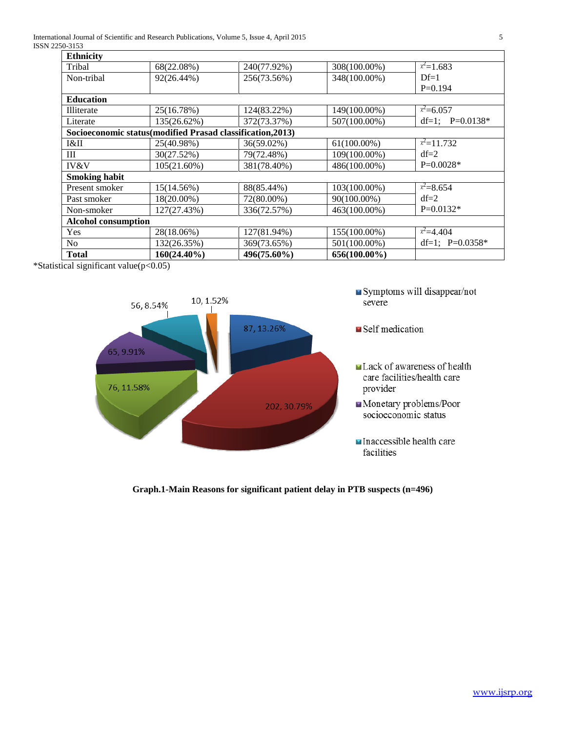| | | | | |
|---|---|---|---|---|
| **Ethnicity** | | | | |
| Tribal | 68(22.08%) | 240(77.92%) | 308(100.00%) | $\chi^2$=1.683 |
| Non-tribal | 92(26.44%) | 256(73.56%) | 348(100.00%) | Df=1 P=0.194 |
| **Education** | | | | |
| Illiterate | 25(16.78%) | 124(83.22%) | 149(100.00%) | $\chi^2$=6.057 |
| Literate | 135(26.62%) | 372(73.37%) | 507(100.00%) | df=1; P=0.0138* |
| **Socioeconomic status(modified Prasad classification,2013)** | | | | |
| I&II | 25(40.98%) | 36(59.02%) | 61(100.00%) | $\chi^2$=11.732 |
| III | 30(27.52%) | 79(72.48%) | 109(100.00%) | df=2 |
| IV&V | 105(21.60%) | 381(78.40%) | 486(100.00%) | P=0.0028* |
| **Smoking habit** | | | | |
| Present smoker | 15(14.56%) | 88(85.44%) | 103(100.00%) | $\chi^2$=8.654 |
| Past smoker | 18(20.00%) | 72(80.00%) | 90(100.00%) | df=2 |
| Non-smoker | 127(27.43%) | 336(72.57%) | 463(100.00%) | P=0.0132* |
| **Alcohol consumption** | | | | |
| Yes | 28(18.06%) | 127(81.94%) | 155(100.00%) | $\chi^2$=4.404 |
| No | 132(26.35%) | 369(73.65%) | 501(100.00%) | df=1; P=0.0358* |
| **Total** | **160(24.40%)** | **496(75.60%)** | **656(100.00%)** | |

*Statistical significant value(p<0.05)

87, 13.26%
202, 30.79%
76, 11.58%
65, 9.91%
56, 8.54%
10, 1.52%

Symptoms will disappear/not severe
Self medication
Lack of awareness of health care facilities/health care provider
Monetary problems/Poor socioeconomic status
Inaccessible health care facilities

**Graph.1-Main Reasons for significant patient delay in PTB suspects (n=496)**